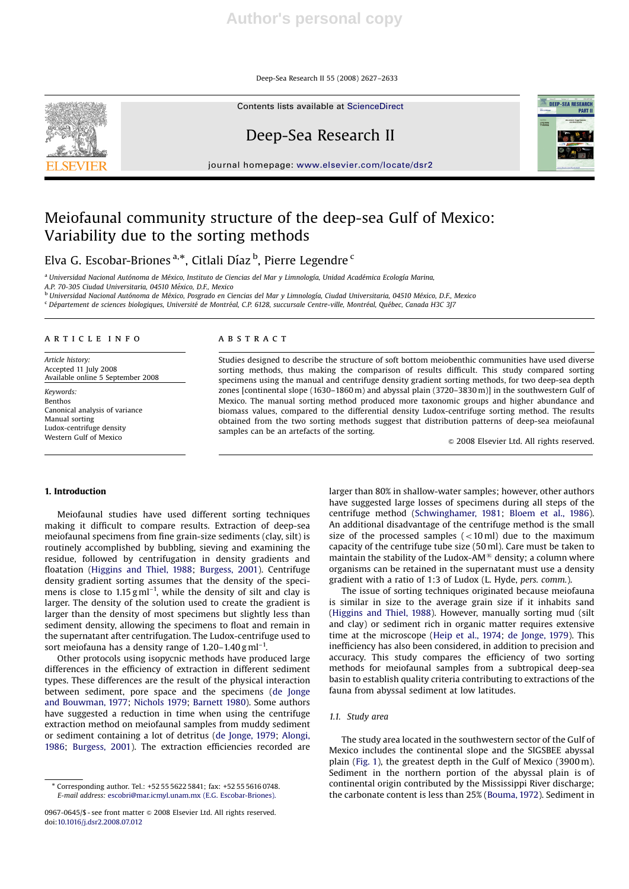# Meiofaunal community structure of the deep-sea Gulf of Mexico: Variability due to the sorting methods

Elva G. Escobar-Briones [a,*], Citlali Díaz [b], Pierre Legendre [c]

[a] Universidad Nacional Autónoma de México, Instituto de Ciencias del Mar y Limnología, Unidad Académica Ecología Marina, A.P. 70-305 Ciudad Universitaria, 04510 México, D.F., Mexico

[b] Universidad Nacional Autónoma de México, Posgrado en Ciencias del Mar y Limnología, Ciudad Universitaria, 04510 México, D.F., Mexico

[c] Département de sciences biologiques, Université de Montréal, C.P. 6128, succursale Centre-ville, Montréal, Québec, Canada H3C 3J7

## ARTICLE INFO

*Article history:*
Accepted 11 July 2008
Available online 5 September 2008

*Keywords:*
Benthos
Canonical analysis of variance
Manual sorting
Ludox-centrifuge density
Western Gulf of Mexico

## ABSTRACT

Studies designed to describe the structure of soft bottom meiobenthic communities have used diverse sorting methods, thus making the comparison of results difficult. This study compared sorting specimens using the manual and centrifuge density gradient sorting methods, for two deep-sea depth zones [continental slope (1630–1860 m) and abyssal plain (3720–3830 m)] in the southwestern Gulf of Mexico. The manual sorting method produced more taxonomic groups and higher abundance and biomass values, compared to the differential density Ludox-centrifuge sorting method. The results obtained from the two sorting methods suggest that distribution patterns of deep-sea meiofaunal samples can be an artefacts of the sorting.

© 2008 Elsevier Ltd. All rights reserved.

## 1. Introduction

Meiofaunal studies have used different sorting techniques making it difficult to compare results. Extraction of deep-sea meiofaunal specimens from fine grain-size sediments (clay, silt) is routinely accomplished by bubbling, sieving and examining the residue, followed by centrifugation in density gradients and floatation (Higgins and Thiel, 1988; Burgess, 2001). Centrifuge density gradient sorting assumes that the density of the specimens is close to 1.15 g ml$^{-1}$, while the density of silt and clay is larger. The density of the solution used to create the gradient is larger than the density of most specimens but slightly less than sediment density, allowing the specimens to float and remain in the supernatant after centrifugation. The Ludox-centrifuge used to sort meiofauna has a density range of 1.20–1.40 g ml$^{-1}$.

Other protocols using isopycnic methods have produced large differences in the efficiency of extraction in different sediment types. These differences are the result of the physical interaction between sediment, pore space and the specimens (de Jonge and Bouwman, 1977; Nichols 1979; Barnett 1980). Some authors have suggested a reduction in time when using the centrifuge extraction method on meiofaunal samples from muddy sediment or sediment containing a lot of detritus (de Jonge, 1979; Alongi, 1986; Burgess, 2001). The extraction efficiencies recorded are larger than 80% in shallow-water samples; however, other authors have suggested large losses of specimens during all steps of the centrifuge method (Schwinghamer, 1981; Bloem et al., 1986). An additional disadvantage of the centrifuge method is the small size of the processed samples (<10 ml) due to the maximum capacity of the centrifuge tube size (50 ml). Care must be taken to maintain the stability of the Ludox-AM® density; a column where organisms can be retained in the supernatant must use a density gradient with a ratio of 1:3 of Ludox (L. Hyde, *pers. comm.*).

The issue of sorting techniques originated because meiofauna is similar in size to the average grain size if it inhabits sand (Higgins and Thiel, 1988). However, manually sorting mud (silt and clay) or sediment rich in organic matter requires extensive time at the microscope (Heip et al., 1974; de Jonge, 1979). This inefficiency has also been considered, in addition to precision and accuracy. This study compares the efficiency of two sorting methods for meiofaunal samples from a subtropical deep-sea basin to establish quality criteria contributing to extractions of the fauna from abyssal sediment at low latitudes.

### 1.1. Study area

The study area located in the southwestern sector of the Gulf of Mexico includes the continental slope and the SIGSBEE abyssal plain (Fig. 1), the greatest depth in the Gulf of Mexico (3900 m). Sediment in the northern portion of the abyssal plain is of continental origin contributed by the Mississippi River discharge; the carbonate content is less than 25% (Bouma, 1972). Sediment in

* Corresponding author. Tel.: +52 55 5622 5841; fax: +52 55 5616 0748.
*E-mail address:* escobri@mar.icmyl.unam.mx (E.G. Escobar-Briones).

0967-0645/$ - see front matter © 2008 Elsevier Ltd. All rights reserved.
doi:10.1016/j.dsr2.2008.07.012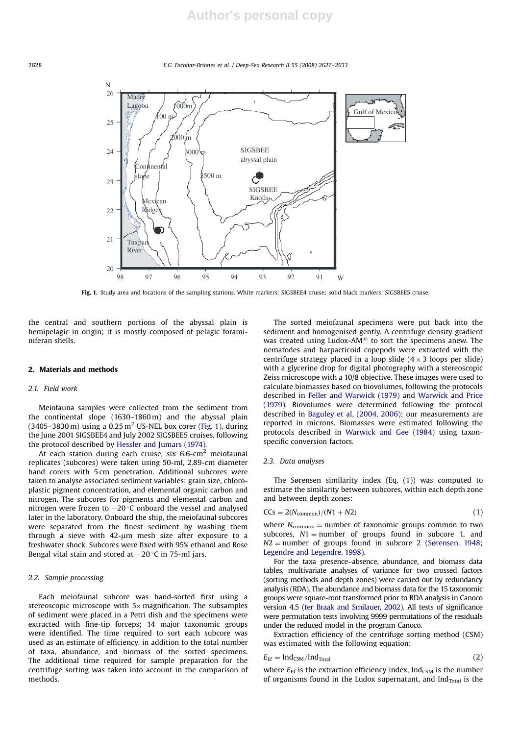Fig. 1. Study area and locations of the sampling stations. White markers: SIGSBEE4 cruise; solid black markers: SIGSBEE5 cruise.

the central and southern portions of the abyssal plain is hemipelagic in origin; it is mostly composed of pelagic foraminiferan shells.

## 2. Materials and methods

### 2.1. Field work

Meiofauna samples were collected from the sediment from the continental slope (1630–1860 m) and the abyssal plain (3405–3830 m) using a 0.25 $m^2$ US-NEL box corer (Fig. 1), during the June 2001 SIGSBEE4 and July 2002 SIGSBEE5 cruises, following the protocol described by Hessler and Jumars (1974).

At each station during each cruise, six 6.6-$cm^2$ meiofaunal replicates (subcores) were taken using 50-ml, 2.89-cm diameter hand corers with 5 cm penetration. Additional subcores were taken to analyse associated sediment variables: grain size, chloroplastic pigment concentration, and elemental organic carbon and nitrogen. The subcores for pigments and elemental carbon and nitrogen were frozen to −20 °C onboard the vessel and analysed later in the laboratory. Onboard the ship, the meiofaunal subcores were separated from the finest sediment by washing them through a sieve with 42-μm mesh size after exposure to a freshwater shock. Subcores were fixed with 95% ethanol and Rose Bengal vital stain and stored at −20 °C in 75-ml jars.

### 2.2. Sample processing

Each meiofaunal subcore was hand-sorted first using a stereoscopic microscope with 5× magnification. The subsamples of sediment were placed in a Petri dish and the specimens were extracted with fine-tip forceps; 14 major taxonomic groups were identified. The time required to sort each subcore was used as an estimate of efficiency, in addition to the total number of taxa, abundance, and biomass of the sorted specimens. The additional time required for sample preparation for the centrifuge sorting was taken into account in the comparison of methods.

The sorted meiofaunal specimens were put back into the sediment and homogenised gently. A centrifuge density gradient was created using Ludox-AM® to sort the specimens anew. The nematodes and harpacticoid copepods were extracted with the centrifuge strategy placed in a loop slide (4 × 3 loops per slide) with a glycerine drop for digital photography with a stereoscopic Zeiss microscope with a 10/8 objective. These images were used to calculate biomasses based on biovolumes, following the protocols described in Feller and Warwick (1979) and Warwick and Price (1979). Biovolumes were determined following the protocol described in Baguley et al. (2004, 2006); our measurements are reported in microns. Biomasses were estimated following the protocols described in Warwick and Gee (1984) using taxon-specific conversion factors.

### 2.3. Data analyses

The Sørensen similarity index (Eq. (1)) was computed to estimate the similarity between subcores, within each depth zone and between depth zones:

$$CCs = 2(N_{\text{common}})/(N1 + N2) \tag{1}$$

where $N_{\text{common}}$ = number of taxonomic groups common to two subcores, $N1$ = number of groups found in subcore 1, and $N2$ = number of groups found in subcore 2 (Sørensen, 1948; Legendre and Legendre, 1998).

For the taxa presence–absence, abundance, and biomass data tables, multivariate analyses of variance for two crossed factors (sorting methods and depth zones) were carried out by redundancy analysis (RDA). The abundance and biomass data for the 15 taxonomic groups were square-root transformed prior to RDA analysis in Canoco version 4.5 (ter Braak and Smilauer, 2002). All tests of significance were permutation tests involving 9999 permutations of the residuals under the reduced model in the program Canoco.

Extraction efficiency of the centrifuge sorting method (CSM) was estimated with the following equation:

$$E_{\text{Ef}} = \text{Ind}_{\text{CSM}}/\text{Ind}_{\text{Total}} \tag{2}$$

where $E_{\text{Ef}}$ is the extraction efficiency index, $\text{Ind}_{\text{CSM}}$ is the number of organisms found in the Ludox supernatant, and $\text{Ind}_{\text{Total}}$ is the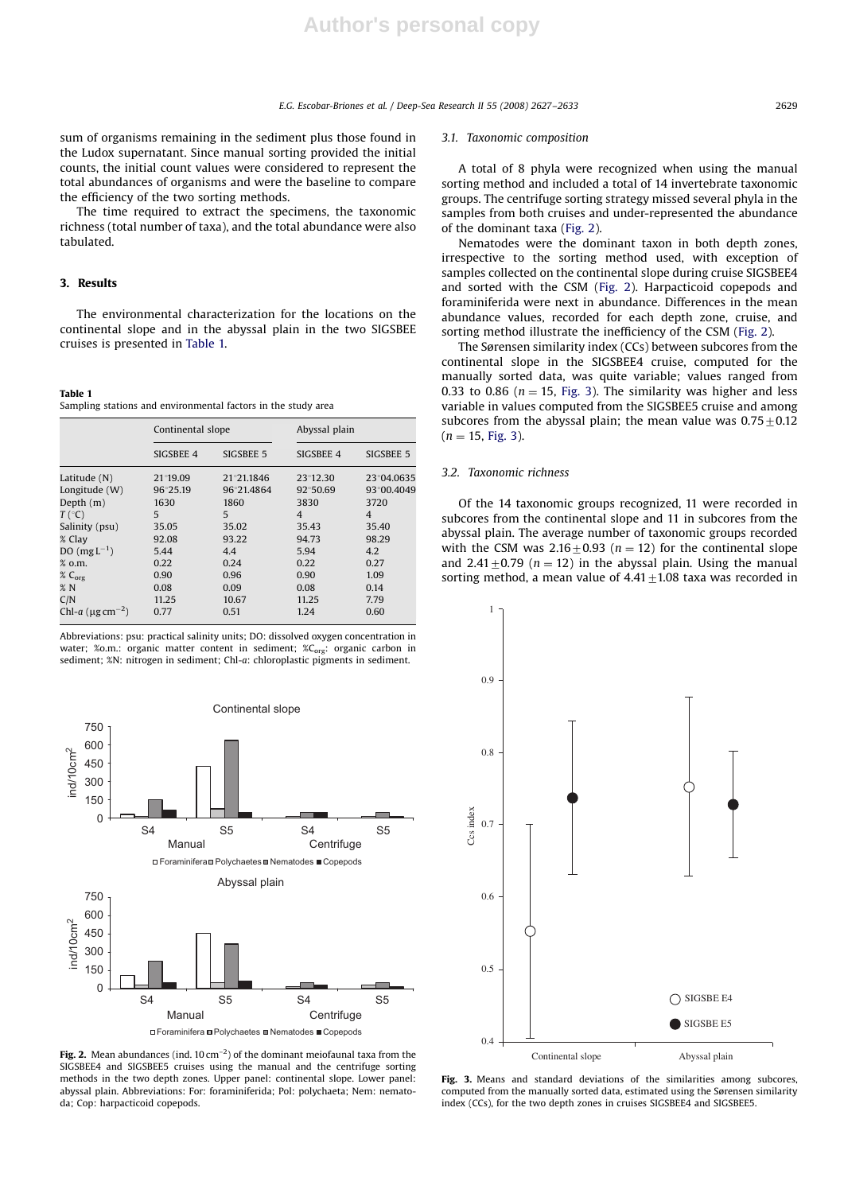sum of organisms remaining in the sediment plus those found in the Ludox supernatant. Since manual sorting provided the initial counts, the initial count values were considered to represent the total abundances of organisms and were the baseline to compare the efficiency of the two sorting methods.

The time required to extract the specimens, the taxonomic richness (total number of taxa), and the total abundance were also tabulated.

## 3. Results

The environmental characterization for the locations on the continental slope and in the abyssal plain in the two SIGSBEE cruises is presented in Table 1.

**Table 1**
Sampling stations and environmental factors in the study area

| | Continental slope | | Abyssal plain | |
|---|---|---|---|---|
| | SIGSBEE 4 | SIGSBEE 5 | SIGSBEE 4 | SIGSBEE 5 |
| Latitude (N) | 21°19.09 | 21°21.1846 | 23°12.30 | 23°04.0635 |
| Longitude (W) | 96°25.19 | 96°21.4864 | 92°50.69 | 93°00.4049 |
| Depth (m) | 1630 | 1860 | 3830 | 3720 |
| $T$ (°C) | 5 | 5 | 4 | 4 |
| Salinity (psu) | 35.05 | 35.02 | 35.43 | 35.40 |
| % Clay | 92.08 | 93.22 | 94.73 | 98.29 |
| DO (mg L$^{-1}$) | 5.44 | 4.4 | 5.94 | 4.2 |
| % o.m. | 0.22 | 0.24 | 0.22 | 0.27 |
| % $C_{org}$ | 0.90 | 0.96 | 0.90 | 1.09 |
| % N | 0.08 | 0.09 | 0.08 | 0.14 |
| C/N | 11.25 | 10.67 | 11.25 | 7.79 |
| Chl-*a* (μg cm$^{-2}$) | 0.77 | 0.51 | 1.24 | 0.60 |

Abbreviations: psu: practical salinity units; DO: dissolved oxygen concentration in water; %o.m.: organic matter content in sediment; %$C_{org}$: organic carbon in sediment; %N: nitrogen in sediment; Chl-*a*: chloroplastic pigments in sediment.

**Fig. 2.** Mean abundances (ind. 10 cm$^{-2}$) of the dominant meiofaunal taxa from the SIGSBEE4 and SIGSBEE5 cruises using the manual and the centrifuge sorting methods in the two depth zones. Upper panel: continental slope. Lower panel: abyssal plain. Abbreviations: For: foraminiferida; Pol: polychaeta; Nem: nematoda; Cop: harpacticoid copepods.

### 3.1. Taxonomic composition

A total of 8 phyla were recognized when using the manual sorting method and included a total of 14 invertebrate taxonomic groups. The centrifuge sorting strategy missed several phyla in the samples from both cruises and under-represented the abundance of the dominant taxa (Fig. 2).

Nematodes were the dominant taxon in both depth zones, irrespective to the sorting method used, with exception of samples collected on the continental slope during cruise SIGSBEE4 and sorted with the CSM (Fig. 2). Harpacticoid copepods and foraminiferida were next in abundance. Differences in the mean abundance values, recorded for each depth zone, cruise, and sorting method illustrate the inefficiency of the CSM (Fig. 2).

The Sørensen similarity index (CCs) between subcores from the continental slope in the SIGSBEE4 cruise, computed for the manually sorted data, was quite variable; values ranged from 0.33 to 0.86 ($n = 15$, Fig. 3). The similarity was higher and less variable in values computed from the SIGSBEE5 cruise and among subcores from the abyssal plain; the mean value was $0.75 \pm 0.12$ ($n = 15$, Fig. 3).

### 3.2. Taxonomic richness

Of the 14 taxonomic groups recognized, 11 were recorded in subcores from the continental slope and 11 in subcores from the abyssal plain. The average number of taxonomic groups recorded with the CSM was $2.16 \pm 0.93$ ($n = 12$) for the continental slope and $2.41 \pm 0.79$ ($n = 12$) in the abyssal plain. Using the manual sorting method, a mean value of $4.41 \pm 1.08$ taxa was recorded in

**Fig. 3.** Means and standard deviations of the similarities among subcores, computed from the manually sorted data, estimated using the Sørensen similarity index (CCs), for the two depth zones in cruises SIGSBEE4 and SIGSBEE5.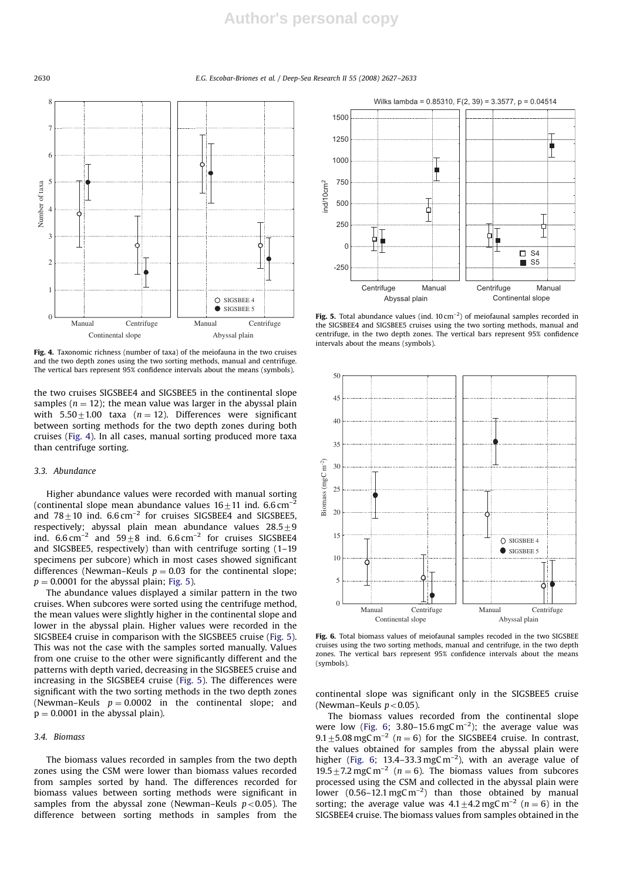Fig. 4. Taxonomic richness (number of taxa) of the meiofauna in the two cruises and the two depth zones using the two sorting methods, manual and centrifuge. The vertical bars represent 95% confidence intervals about the means (symbols).

the two cruises SIGSBEE4 and SIGSBEE5 in the continental slope samples ($n = 12$); the mean value was larger in the abyssal plain with $5.50 \pm 1.00$ taxa ($n = 12$). Differences were significant between sorting methods for the two depth zones during both cruises (Fig. 4). In all cases, manual sorting produced more taxa than centrifuge sorting.

### 3.3. Abundance

Higher abundance values were recorded with manual sorting (continental slope mean abundance values $16 \pm 11$ ind. $6.6\,cm^{-2}$ and $78 \pm 10$ ind. $6.6\,cm^{-2}$ for cruises SIGSBEE4 and SIGSBEE5, respectively; abyssal plain mean abundance values $28.5 \pm 9$ ind. $6.6\,cm^{-2}$ and $59 \pm 8$ ind. $6.6\,cm^{-2}$ for cruises SIGSBEE4 and SIGSBEE5, respectively) than with centrifuge sorting (1–19 specimens per subcore) which in most cases showed significant differences (Newman–Keuls $p = 0.03$ for the continental slope; $p = 0.0001$ for the abyssal plain; Fig. 5).

The abundance values displayed a similar pattern in the two cruises. When subcores were sorted using the centrifuge method, the mean values were slightly higher in the continental slope and lower in the abyssal plain. Higher values were recorded in the SIGSBEE4 cruise in comparison with the SIGSBEE5 cruise (Fig. 5). This was not the case with the samples sorted manually. Values from one cruise to the other were significantly different and the patterns with depth varied, decreasing in the SIGSBEE5 cruise and increasing in the SIGSBEE4 cruise (Fig. 5). The differences were significant with the two sorting methods in the two depth zones (Newman–Keuls $p = 0.0002$ in the continental slope; and $p = 0.0001$ in the abyssal plain).

### 3.4. Biomass

The biomass values recorded in samples from the two depth zones using the CSM were lower than biomass values recorded from samples sorted by hand. The differences recorded for biomass values between sorting methods were significant in samples from the abyssal zone (Newman–Keuls $p < 0.05$). The difference between sorting methods in samples from the continental slope was significant only in the SIGSBEE5 cruise (Newman–Keuls $p < 0.05$).

Fig. 5. Total abundance values (ind. $10\,cm^{-2}$) of meiofaunal samples recorded in the SIGSBEE4 and SIGSBEE5 cruises using the two sorting methods, manual and centrifuge, in the two depth zones. The vertical bars represent 95% confidence intervals about the means (symbols).

Fig. 6. Total biomass values of meiofaunal samples recoded in the two SIGSBEE cruises using the two sorting methods, manual and centrifuge, in the two depth zones. The vertical bars represent 95% confidence intervals about the means (symbols).

The biomass values recorded from the continental slope were low (Fig. 6; 3.80–15.6 $mgC\,m^{-2}$); the average value was $9.1 \pm 5.08\,mgC\,m^{-2}$ ($n = 6$) for the SIGSBEE4 cruise. In contrast, the values obtained for samples from the abyssal plain were higher (Fig. 6; 13.4–33.3 $mgC\,m^{-2}$), with an average value of $19.5 \pm 7.2\,mgC\,m^{-2}$ ($n = 6$). The biomass values from subcores processed using the CSM and collected in the abyssal plain were lower (0.56–12.1 $mgC\,m^{-2}$) than those obtained by manual sorting; the average value was $4.1 \pm 4.2\,mgC\,m^{-2}$ ($n = 6$) in the SIGSBEE4 cruise. The biomass values from samples obtained in the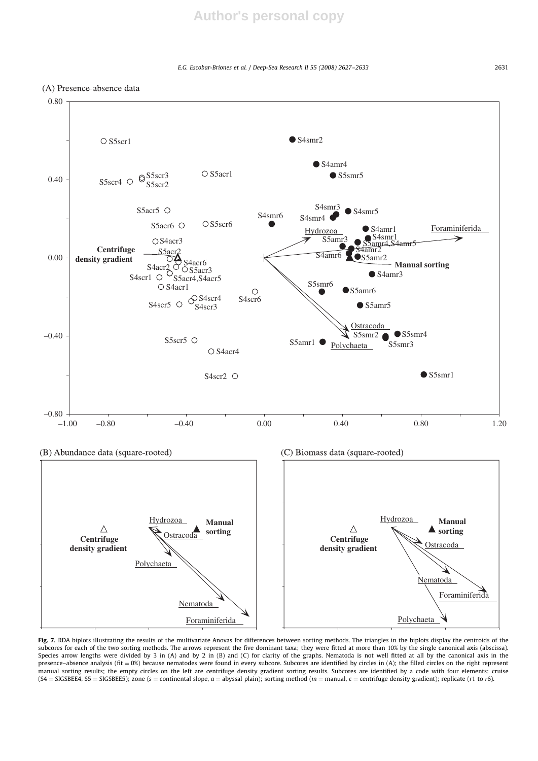**Fig. 7.** RDA biplots illustrating the results of the multivariate Anovas for differences between sorting methods. The triangles in the biplots display the centroids of the subcores for each of the two sorting methods. The arrows represent the five dominant taxa; they were fitted at more than 10% by the single canonical axis (abscissa). Species arrow lengths were divided by 3 in (A) and 2 in (B) and (C) for clarity of the graphs. Nematoda is not well fitted at all by the canonical axis in the presence–absence analysis (fit = 0%) because nematodes were found in every subcore. Subcores are identified by circles in (A); the filled circles on the right represent manual sorting results; the empty circles on the left are centrifuge density gradient sorting results. Subcores are identified by a code with four elements: cruise (S4 = SIGSBEE4, S5 = SIGSBEE5); zone (*s* = continental slope, *a* = abyssal plain); sorting method (*m* = manual, *c* = centrifuge density gradient); replicate (*r*1 to *r*6).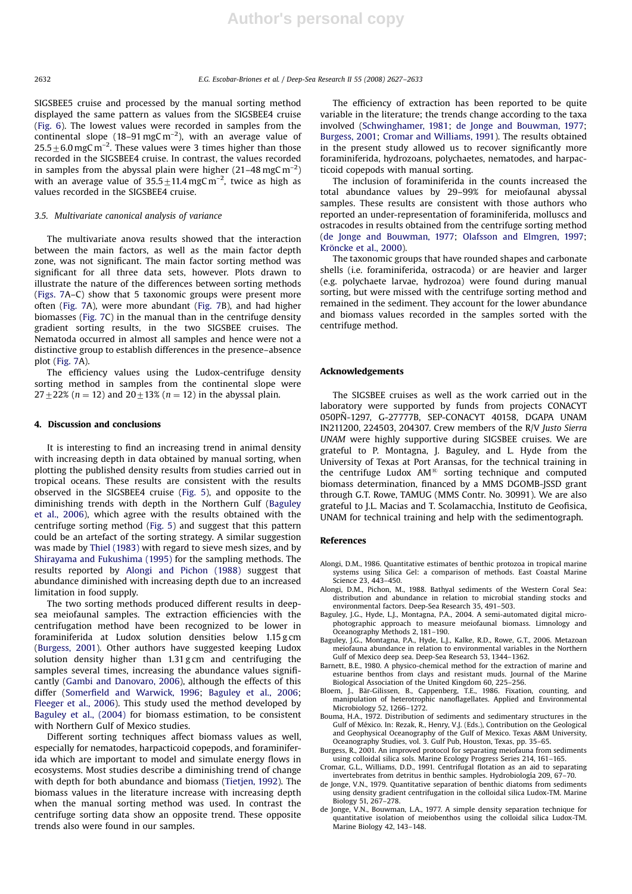SIGSBEE5 cruise and processed by the manual sorting method displayed the same pattern as values from the SIGSBEE4 cruise (Fig. 6). The lowest values were recorded in samples from the continental slope (18–91 mgC m$^{-2}$), with an average value of 25.5±6.0 mgC m$^{-2}$. These values were 3 times higher than those recorded in the SIGSBEE4 cruise. In contrast, the values recorded in samples from the abyssal plain were higher (21–48 mgC m$^{-2}$) with an average value of 35.5±11.4 mgC m$^{-2}$, twice as high as values recorded in the SIGSBEE4 cruise.

### 3.5. Multivariate canonical analysis of variance

The multivariate anova results showed that the interaction between the main factors, as well as the main factor depth zone, was not significant. The main factor sorting method was significant for all three data sets, however. Plots drawn to illustrate the nature of the differences between sorting methods (Figs. 7A–C) show that 5 taxonomic groups were present more often (Fig. 7A), were more abundant (Fig. 7B), and had higher biomasses (Fig. 7C) in the manual than in the centrifuge density gradient sorting results, in the two SIGSBEE cruises. The Nematoda occurred in almost all samples and hence were not a distinctive group to establish differences in the presence–absence plot (Fig. 7A).

The efficiency values using the Ludox-centrifuge density sorting method in samples from the continental slope were 27±22% ($n = 12$) and 20±13% ($n = 12$) in the abyssal plain.

## 4. Discussion and conclusions

It is interesting to find an increasing trend in animal density with increasing depth in data obtained by manual sorting, when plotting the published density results from studies carried out in tropical oceans. These results are consistent with the results observed in the SIGSBEE4 cruise (Fig. 5), and opposite to the diminishing trends with depth in the Northern Gulf (Baguley et al., 2006), which agree with the results obtained with the centrifuge sorting method (Fig. 5) and suggest that this pattern could be an artefact of the sorting strategy. A similar suggestion was made by Thiel (1983) with regard to sieve mesh sizes, and by Shirayama and Fukushima (1995) for the sampling methods. The results reported by Alongi and Pichon (1988) suggest that abundance diminished with increasing depth due to an increased limitation in food supply.

The two sorting methods produced different results in deep-sea meiofaunal samples. The extraction efficiencies with the centrifugation method have been recognized to be lower in foraminiferida at Ludox solution densities below 1.15 g cm (Burgess, 2001). Other authors have suggested keeping Ludox solution density higher than 1.31 g cm and centrifuging the samples several times, increasing the abundance values significantly (Gambi and Danovaro, 2006), although the effects of this differ (Somerfield and Warwick, 1996; Baguley et al., 2006; Fleeger et al., 2006). This study used the method developed by Baguley et al., (2004) for biomass estimation, to be consistent with Northern Gulf of Mexico studies.

Different sorting techniques affect biomass values as well, especially for nematodes, harpacticoid copepods, and foraminiferida which are important to model and simulate energy flows in ecosystems. Most studies describe a diminishing trend of change with depth for both abundance and biomass (Tietjen, 1992). The biomass values in the literature increase with increasing depth when the manual sorting method was used. In contrast the centrifuge sorting data show an opposite trend. These opposite trends also were found in our samples.

The efficiency of extraction has been reported to be quite variable in the literature; the trends change according to the taxa involved (Schwinghamer, 1981; de Jonge and Bouwman, 1977; Burgess, 2001; Cromar and Williams, 1991). The results obtained in the present study allowed us to recover significantly more foraminiferida, hydrozoans, polychaetes, nematodes, and harpacticoid copepods with manual sorting.

The inclusion of foraminiferida in the counts increased the total abundance values by 29–99% for meiofaunal abyssal samples. These results are consistent with those authors who reported an under-representation of foraminiferida, molluscs and ostracodes in results obtained from the centrifuge sorting method (de Jonge and Bouwman, 1977; Olafsson and Elmgren, 1997; Kröncke et al., 2000).

The taxonomic groups that have rounded shapes and carbonate shells (i.e. foraminiferida, ostracoda) or are heavier and larger (e.g. polychaete larvae, hydrozoa) were found during manual sorting, but were missed with the centrifuge sorting method and remained in the sediment. They account for the lower abundance and biomass values recorded in the samples sorted with the centrifuge method.

## Acknowledgements

The SIGSBEE cruises as well as the work carried out in the laboratory were supported by funds from projects CONACYT 050PÑ-1297, G-27777B, SEP-CONACYT 40158, DGAPA UNAM IN211200, 224503, 204307. Crew members of the R/V *Justo Sierra UNAM* were highly supportive during SIGSBEE cruises. We are grateful to P. Montagna, J. Baguley, and L. Hyde from the University of Texas at Port Aransas, for the technical training in the centrifuge Ludox AM® sorting technique and computed biomass determination, financed by a MMS DGOMB-JSSD grant through G.T. Rowe, TAMUG (MMS Contr. No. 30991). We are also grateful to J.L. Macias and T. Scolamacchia, Instituto de Geofisica, UNAM for technical training and help with the sedimentograph.

## References

- Alongi, D.M., 1986. Quantitative estimates of benthic protozoa in tropical marine systems using Silica Gel: a comparison of methods. East Coastal Marine Science 23, 443–450.
- Alongi, D.M., Pichon, M., 1988. Bathyal sediments of the Western Coral Sea: distribution and abundance in relation to microbial standing stocks and environmental factors. Deep-Sea Research 35, 491–503.
- Baguley, J.G., Hyde, L.J., Montagna, P.A., 2004. A semi-automated digital microphotographic approach to measure meiofaunal biomass. Limnology and Oceanography Methods 2, 181–190.
- Baguley, J.G., Montagna, P.A., Hyde, L.J., Kalke, R.D., Rowe, G.T., 2006. Metazoan meiofauna abundance in relation to environmental variables in the Northern Gulf of Mexico deep sea. Deep-Sea Research 53, 1344–1362.
- Barnett, B.E., 1980. A physico-chemical method for the extraction of marine and estuarine benthos from clays and resistant muds. Journal of the Marine Biological Association of the United Kingdom 60, 225–256.
- Bloem, J., Bär-Gilissen, B., Cappenberg, T.E., 1986. Fixation, counting, and manipulation of heterotrophic nanoflagellates. Applied and Environmental Microbiology 52, 1266–1272.
- Bouma, H.A., 1972. Distribution of sediments and sedimentary structures in the Gulf of México. In: Rezak, R., Henry, V.J. (Eds.), Contribution on the Geological and Geophysical Oceanography of the Gulf of Mexico. Texas A&M University, Oceanography Studies, vol. 3. Gulf Pub, Houston, Texas, pp. 35–65.
- Burgess, R., 2001. An improved protocol for separating meiofauna from sediments using colloidal silica sols. Marine Ecology Progress Series 214, 161–165.
- Cromar, G.L., Williams, D.D., 1991. Centrifugal flotation as an aid to separating invertebrates from detritus in benthic samples. Hydrobiología 209, 67–70.
- de Jonge, V.N., 1979. Quantitative separation of benthic diatoms from sediments using density gradient centrifugation in the colloidal silica Ludox-TM. Marine Biology 51, 267–278.
- de Jonge, V.N., Bouwman, L.A., 1977. A simple density separation technique for quantitative isolation of meiobenthos using the colloidal silica Ludox-TM. Marine Biology 42, 143–148.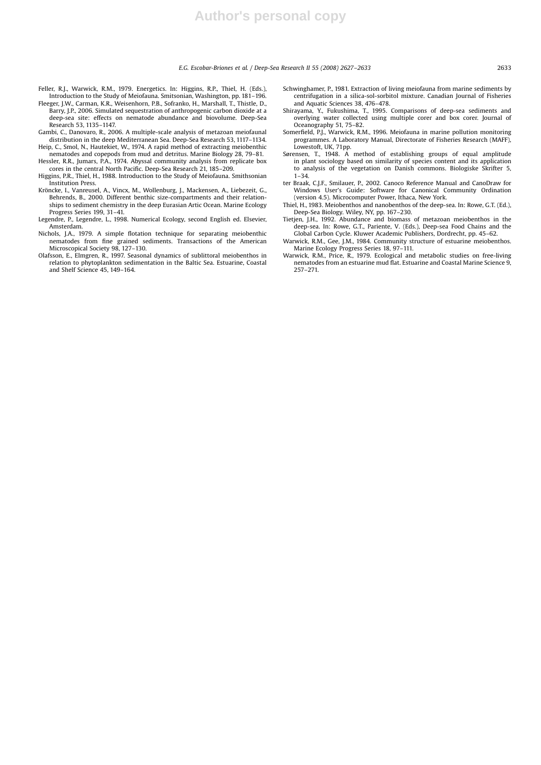Feller, R.J., Warwick, R.M., 1979. Energetics. In: Higgins, R.P., Thiel, H. (Eds.), Introduction to the Study of Meiofauna. Smitsonian, Washington, pp. 181–196.

Fleeger, J.W., Carman, K.R., Weisenhorn, P.B., Sofranko, H., Marshall, T., Thistle, D., Barry, J.P., 2006. Simulated sequestration of anthropogenic carbon dioxide at a deep-sea site: effects on nematode abundance and biovolume. Deep-Sea Research 53, 1135–1147.

Gambi, C., Danovaro, R., 2006. A multiple-scale analysis of metazoan meiofaunal distribution in the deep Mediterranean Sea. Deep-Sea Research 53, 1117–1134.

Heip, C., Smol, N., Hautekiet, W., 1974. A rapid method of extracting meiobenthic nematodes and copepods from mud and detritus. Marine Biology 28, 79–81.

Hessler, R.R., Jumars, P.A., 1974. Abyssal community analysis from replicate box cores in the central North Pacific. Deep-Sea Research 21, 185–209.

Higgins, P.R., Thiel, H., 1988. Introduction to the Study of Meiofauna. Smithsonian Institution Press.

Kröncke, I., Vanreusel, A., Vincx, M., Wollenburg, J., Mackensen, A., Liebezeit, G., Behrends, B., 2000. Different benthic size-compartments and their relationships to sediment chemistry in the deep Eurasian Artic Ocean. Marine Ecology Progress Series 199, 31–41.

Legendre, P., Legendre, L., 1998. Numerical Ecology, second English ed. Elsevier, Amsterdam.

Nichols, J.A., 1979. A simple flotation technique for separating meiobenthic nematodes from fine grained sediments. Transactions of the American Microscopical Society 98, 127–130.

Olafsson, E., Elmgren, R., 1997. Seasonal dynamics of sublittoral meiobenthos in relation to phytoplankton sedimentation in the Baltic Sea. Estuarine, Coastal and Shelf Science 45, 149–164.

Schwinghamer, P., 1981. Extraction of living meiofauna from marine sediments by centrifugation in a silica-sol-sorbitol mixture. Canadian Journal of Fisheries and Aquatic Sciences 38, 476–478.

Shirayama, Y., Fukushima, T., 1995. Comparisons of deep-sea sediments and overlying water collected using multiple corer and box corer. Journal of Oceanography 51, 75–82.

Somerfield, P.J., Warwick, R.M., 1996. Meiofauna in marine pollution monitoring programmes. A Laboratory Manual, Directorate of Fisheries Research (MAFF), Lowestoft, UK, 71pp.

Sørensen, T., 1948. A method of establishing groups of equal amplitude in plant sociology based on similarity of species content and its application to analysis of the vegetation on Danish commons. Biologiske Skrifter 5, 1–34.

ter Braak, C.J.F., Smilauer, P., 2002. Canoco Reference Manual and CanoDraw for Windows User's Guide: Software for Canonical Community Ordination (version 4.5). Microcomputer Power, Ithaca, New York.

Thiel, H., 1983. Meiobenthos and nanobenthos of the deep-sea. In: Rowe, G.T. (Ed.), Deep-Sea Biology. Wiley, NY, pp. 167–230.

Tietjen, J.H., 1992. Abundance and biomass of metazoan meiobenthos in the deep-sea. In: Rowe, G.T., Pariente, V. (Eds.), Deep-sea Food Chains and the Global Carbon Cycle. Kluwer Academic Publishers, Dordrecht, pp. 45–62.

Warwick, R.M., Gee, J.M., 1984. Community structure of estuarine meiobenthos. Marine Ecology Progress Series 18, 97–111.

Warwick, R.M., Price, R., 1979. Ecological and metabolic studies on free-living nematodes from an estuarine mud flat. Estuarine and Coastal Marine Science 9, 257–271.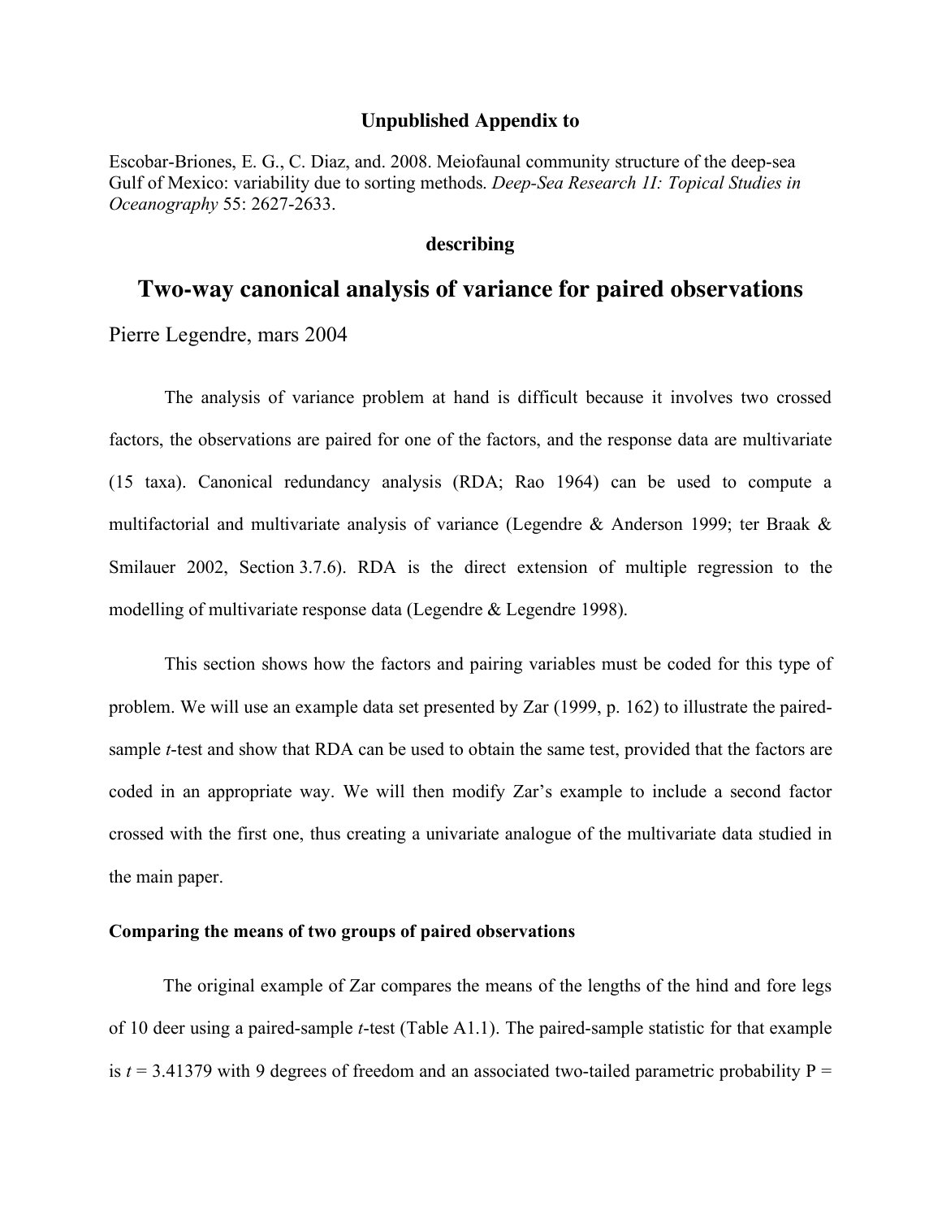**Unpublished Appendix to**

Escobar-Briones, E. G., C. Diaz, and. 2008. Meiofaunal community structure of the deep-sea Gulf of Mexico: variability due to sorting methods. *Deep-Sea Research II: Topical Studies in Oceanography* 55: 2627-2633.

**describing**

# Two-way canonical analysis of variance for paired observations

Pierre Legendre, mars 2004

The analysis of variance problem at hand is difficult because it involves two crossed factors, the observations are paired for one of the factors, and the response data are multivariate (15 taxa). Canonical redundancy analysis (RDA; Rao 1964) can be used to compute a multifactorial and multivariate analysis of variance (Legendre & Anderson 1999; ter Braak & Smilauer 2002, Section 3.7.6). RDA is the direct extension of multiple regression to the modelling of multivariate response data (Legendre & Legendre 1998).

This section shows how the factors and pairing variables must be coded for this type of problem. We will use an example data set presented by Zar (1999, p. 162) to illustrate the paired-sample *t*-test and show that RDA can be used to obtain the same test, provided that the factors are coded in an appropriate way. We will then modify Zar's example to include a second factor crossed with the first one, thus creating a univariate analogue of the multivariate data studied in the main paper.

**Comparing the means of two groups of paired observations**

The original example of Zar compares the means of the lengths of the hind and fore legs of 10 deer using a paired-sample *t*-test (Table A1.1). The paired-sample statistic for that example is $t = 3.41379$ with 9 degrees of freedom and an associated two-tailed parametric probability P =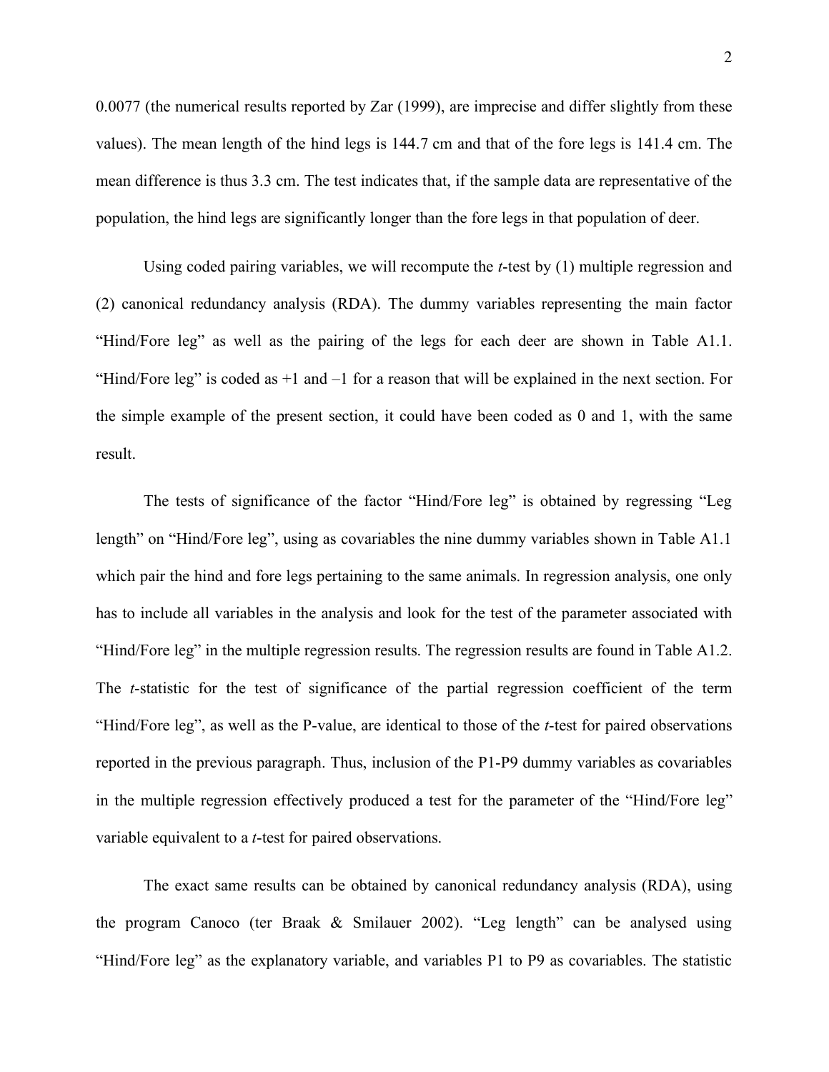0.0077 (the numerical results reported by Zar (1999), are imprecise and differ slightly from these values). The mean length of the hind legs is 144.7 cm and that of the fore legs is 141.4 cm. The mean difference is thus 3.3 cm. The test indicates that, if the sample data are representative of the population, the hind legs are significantly longer than the fore legs in that population of deer.

Using coded pairing variables, we will recompute the *t*-test by (1) multiple regression and (2) canonical redundancy analysis (RDA). The dummy variables representing the main factor "Hind/Fore leg" as well as the pairing of the legs for each deer are shown in Table A1.1. "Hind/Fore leg" is coded as +1 and –1 for a reason that will be explained in the next section. For the simple example of the present section, it could have been coded as 0 and 1, with the same result.

The tests of significance of the factor "Hind/Fore leg" is obtained by regressing "Leg length" on "Hind/Fore leg", using as covariables the nine dummy variables shown in Table A1.1 which pair the hind and fore legs pertaining to the same animals. In regression analysis, one only has to include all variables in the analysis and look for the test of the parameter associated with "Hind/Fore leg" in the multiple regression results. The regression results are found in Table A1.2. The *t*-statistic for the test of significance of the partial regression coefficient of the term "Hind/Fore leg", as well as the P-value, are identical to those of the *t*-test for paired observations reported in the previous paragraph. Thus, inclusion of the P1-P9 dummy variables as covariables in the multiple regression effectively produced a test for the parameter of the "Hind/Fore leg" variable equivalent to a *t*-test for paired observations.

The exact same results can be obtained by canonical redundancy analysis (RDA), using the program Canoco (ter Braak & Smilauer 2002). "Leg length" can be analysed using "Hind/Fore leg" as the explanatory variable, and variables P1 to P9 as covariables. The statistic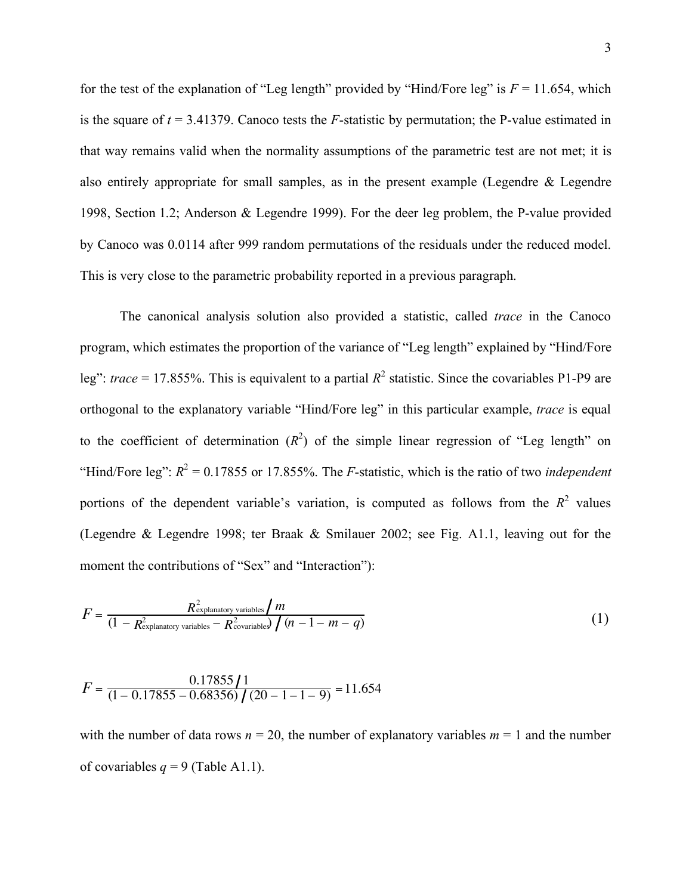for the test of the explanation of "Leg length" provided by "Hind/Fore leg" is $F = 11.654$, which is the square of $t = 3.41379$. Canoco tests the $F$-statistic by permutation; the P-value estimated in that way remains valid when the normality assumptions of the parametric test are not met; it is also entirely appropriate for small samples, as in the present example (Legendre & Legendre 1998, Section 1.2; Anderson & Legendre 1999). For the deer leg problem, the P-value provided by Canoco was 0.0114 after 999 random permutations of the residuals under the reduced model. This is very close to the parametric probability reported in a previous paragraph.

The canonical analysis solution also provided a statistic, called *trace* in the Canoco program, which estimates the proportion of the variance of "Leg length" explained by "Hind/Fore leg": *trace* = 17.855%. This is equivalent to a partial $R^2$ statistic. Since the covariables P1-P9 are orthogonal to the explanatory variable "Hind/Fore leg" in this particular example, *trace* is equal to the coefficient of determination ($R^2$) of the simple linear regression of "Leg length" on "Hind/Fore leg": $R^2 = 0.17855$ or 17.855%. The $F$-statistic, which is the ratio of two *independent* portions of the dependent variable's variation, is computed as follows from the $R^2$ values (Legendre & Legendre 1998; ter Braak & Smilauer 2002; see Fig. A1.1, leaving out for the moment the contributions of "Sex" and "Interaction"):

$$F = \frac{R^2_{\text{explanatory variables}} / m}{(1 - R^2_{\text{explanatory variables}} - R^2_{\text{covariables}}) / (n - 1 - m - q)} \tag{1}$$

$$F = \frac{0.17855 / 1}{(1 - 0.17855 - 0.68356) / (20 - 1 - 1 - 9)} = 11.654$$

with the number of data rows $n = 20$, the number of explanatory variables $m = 1$ and the number of covariables $q = 9$ (Table A1.1).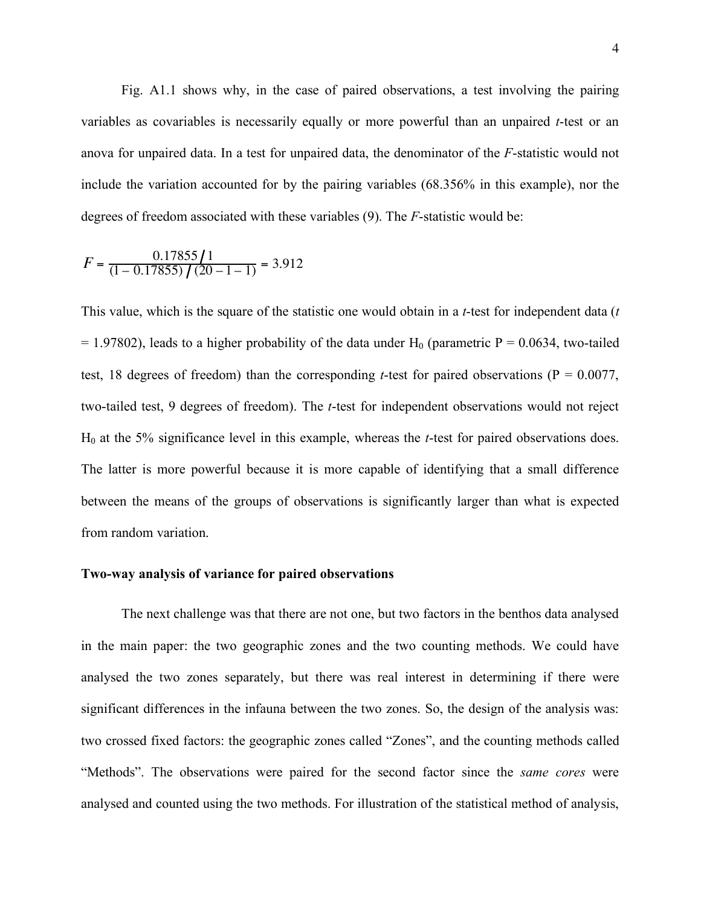Fig. A1.1 shows why, in the case of paired observations, a test involving the pairing variables as covariables is necessarily equally or more powerful than an unpaired *t*-test or an anova for unpaired data. In a test for unpaired data, the denominator of the *F*-statistic would not include the variation accounted for by the pairing variables (68.356% in this example), nor the degrees of freedom associated with these variables (9). The *F*-statistic would be:

$$F = \frac{0.17855 \,/\, 1}{(1 - 0.17855) \,/\, (20 - 1 - 1)} = 3.912$$

This value, which is the square of the statistic one would obtain in a *t*-test for independent data ($t = 1.97802$), leads to a higher probability of the data under $H_0$ (parametric P = 0.0634, two-tailed test, 18 degrees of freedom) than the corresponding *t*-test for paired observations (P = 0.0077, two-tailed test, 9 degrees of freedom). The *t*-test for independent observations would not reject $H_0$ at the 5% significance level in this example, whereas the *t*-test for paired observations does. The latter is more powerful because it is more capable of identifying that a small difference between the means of the groups of observations is significantly larger than what is expected from random variation.

**Two-way analysis of variance for paired observations**

The next challenge was that there are not one, but two factors in the benthos data analysed in the main paper: the two geographic zones and the two counting methods. We could have analysed the two zones separately, but there was real interest in determining if there were significant differences in the infauna between the two zones. So, the design of the analysis was: two crossed fixed factors: the geographic zones called "Zones", and the counting methods called "Methods". The observations were paired for the second factor since the *same cores* were analysed and counted using the two methods. For illustration of the statistical method of analysis,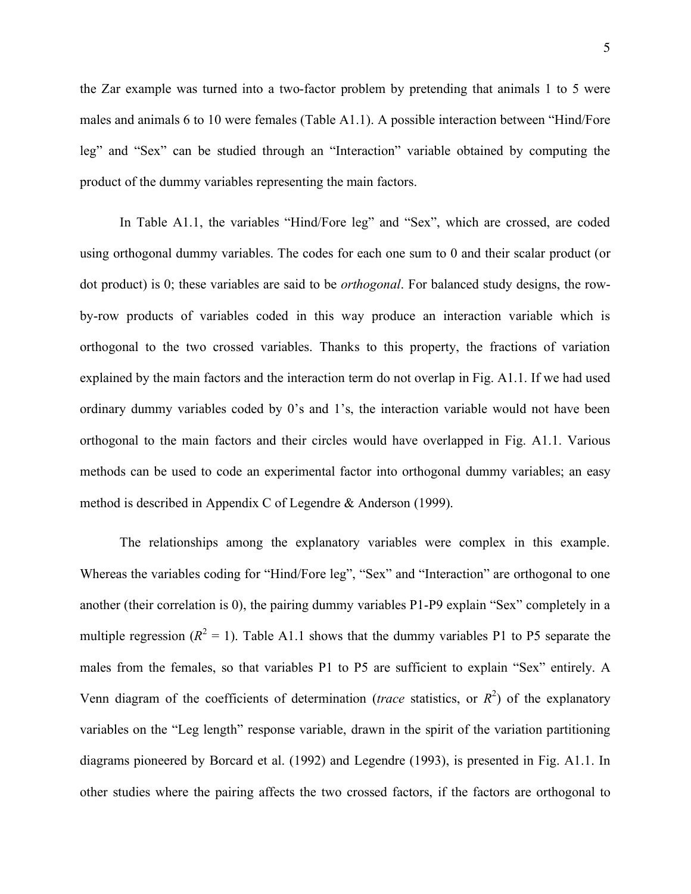the Zar example was turned into a two-factor problem by pretending that animals 1 to 5 were males and animals 6 to 10 were females (Table A1.1). A possible interaction between "Hind/Fore leg" and "Sex" can be studied through an "Interaction" variable obtained by computing the product of the dummy variables representing the main factors.

In Table A1.1, the variables "Hind/Fore leg" and "Sex", which are crossed, are coded using orthogonal dummy variables. The codes for each one sum to 0 and their scalar product (or dot product) is 0; these variables are said to be *orthogonal*. For balanced study designs, the row-by-row products of variables coded in this way produce an interaction variable which is orthogonal to the two crossed variables. Thanks to this property, the fractions of variation explained by the main factors and the interaction term do not overlap in Fig. A1.1. If we had used ordinary dummy variables coded by 0's and 1's, the interaction variable would not have been orthogonal to the main factors and their circles would have overlapped in Fig. A1.1. Various methods can be used to code an experimental factor into orthogonal dummy variables; an easy method is described in Appendix C of Legendre & Anderson (1999).

The relationships among the explanatory variables were complex in this example. Whereas the variables coding for "Hind/Fore leg", "Sex" and "Interaction" are orthogonal to one another (their correlation is 0), the pairing dummy variables P1-P9 explain "Sex" completely in a multiple regression ($R^2 = 1$). Table A1.1 shows that the dummy variables P1 to P5 separate the males from the females, so that variables P1 to P5 are sufficient to explain "Sex" entirely. A Venn diagram of the coefficients of determination (*trace* statistics, or $R^2$) of the explanatory variables on the "Leg length" response variable, drawn in the spirit of the variation partitioning diagrams pioneered by Borcard et al. (1992) and Legendre (1993), is presented in Fig. A1.1. In other studies where the pairing affects the two crossed factors, if the factors are orthogonal to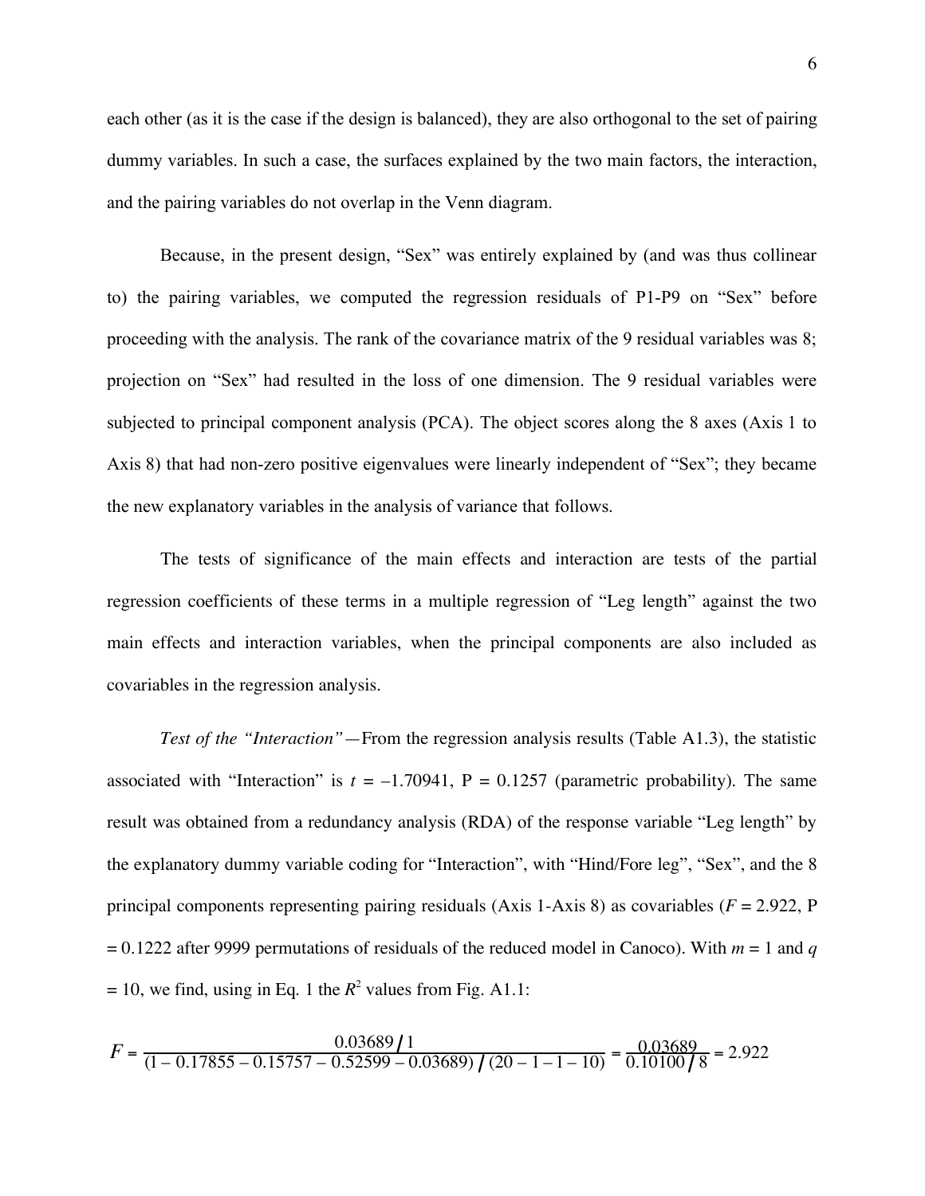each other (as it is the case if the design is balanced), they are also orthogonal to the set of pairing dummy variables. In such a case, the surfaces explained by the two main factors, the interaction, and the pairing variables do not overlap in the Venn diagram.

Because, in the present design, "Sex" was entirely explained by (and was thus collinear to) the pairing variables, we computed the regression residuals of P1-P9 on "Sex" before proceeding with the analysis. The rank of the covariance matrix of the 9 residual variables was 8; projection on "Sex" had resulted in the loss of one dimension. The 9 residual variables were subjected to principal component analysis (PCA). The object scores along the 8 axes (Axis 1 to Axis 8) that had non-zero positive eigenvalues were linearly independent of "Sex"; they became the new explanatory variables in the analysis of variance that follows.

The tests of significance of the main effects and interaction are tests of the partial regression coefficients of these terms in a multiple regression of "Leg length" against the two main effects and interaction variables, when the principal components are also included as covariables in the regression analysis.

*Test of the "Interaction"*—From the regression analysis results (Table A1.3), the statistic associated with "Interaction" is $t = -1.70941$, P = 0.1257 (parametric probability). The same result was obtained from a redundancy analysis (RDA) of the response variable "Leg length" by the explanatory dummy variable coding for "Interaction", with "Hind/Fore leg", "Sex", and the 8 principal components representing pairing residuals (Axis 1-Axis 8) as covariables ($F = 2.922$, P = 0.1222 after 9999 permutations of residuals of the reduced model in Canoco). With $m = 1$ and $q = 10$, we find, using in Eq. 1 the $R^2$ values from Fig. A1.1:

$$F = \frac{0.03689 / 1}{(1 - 0.17855 - 0.15757 - 0.52599 - 0.03689) / (20 - 1 - 1 - 10)} = \frac{0.03689}{0.10100 / 8} = 2.922$$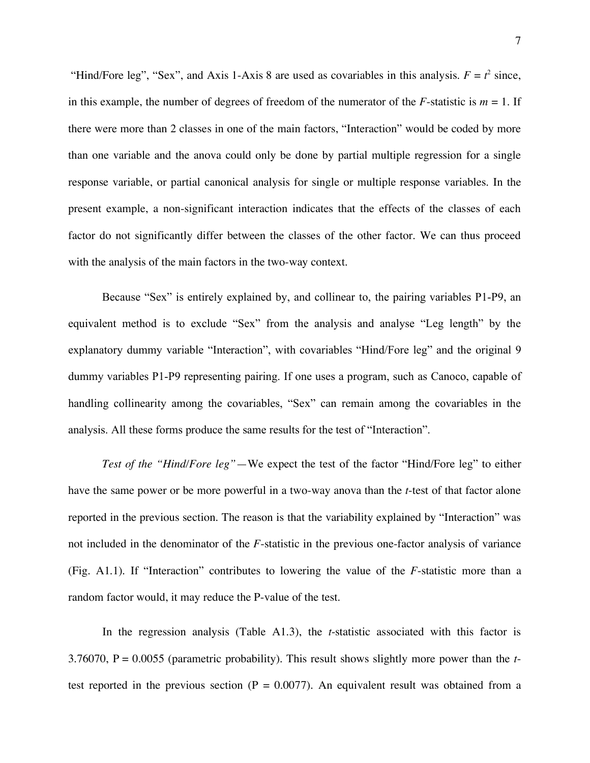"Hind/Fore leg", "Sex", and Axis 1-Axis 8 are used as covariables in this analysis. $F = t^2$ since, in this example, the number of degrees of freedom of the numerator of the $F$-statistic is $m = 1$. If there were more than 2 classes in one of the main factors, "Interaction" would be coded by more than one variable and the anova could only be done by partial multiple regression for a single response variable, or partial canonical analysis for single or multiple response variables. In the present example, a non-significant interaction indicates that the effects of the classes of each factor do not significantly differ between the classes of the other factor. We can thus proceed with the analysis of the main factors in the two-way context.

Because "Sex" is entirely explained by, and collinear to, the pairing variables P1-P9, an equivalent method is to exclude "Sex" from the analysis and analyse "Leg length" by the explanatory dummy variable "Interaction", with covariables "Hind/Fore leg" and the original 9 dummy variables P1-P9 representing pairing. If one uses a program, such as Canoco, capable of handling collinearity among the covariables, "Sex" can remain among the covariables in the analysis. All these forms produce the same results for the test of "Interaction".

*Test of the "Hind/Fore leg"*—We expect the test of the factor "Hind/Fore leg" to either have the same power or be more powerful in a two-way anova than the $t$-test of that factor alone reported in the previous section. The reason is that the variability explained by "Interaction" was not included in the denominator of the $F$-statistic in the previous one-factor analysis of variance (Fig. A1.1). If "Interaction" contributes to lowering the value of the $F$-statistic more than a random factor would, it may reduce the P-value of the test.

In the regression analysis (Table A1.3), the $t$-statistic associated with this factor is 3.76070, P = 0.0055 (parametric probability). This result shows slightly more power than the $t$-test reported in the previous section (P = 0.0077). An equivalent result was obtained from a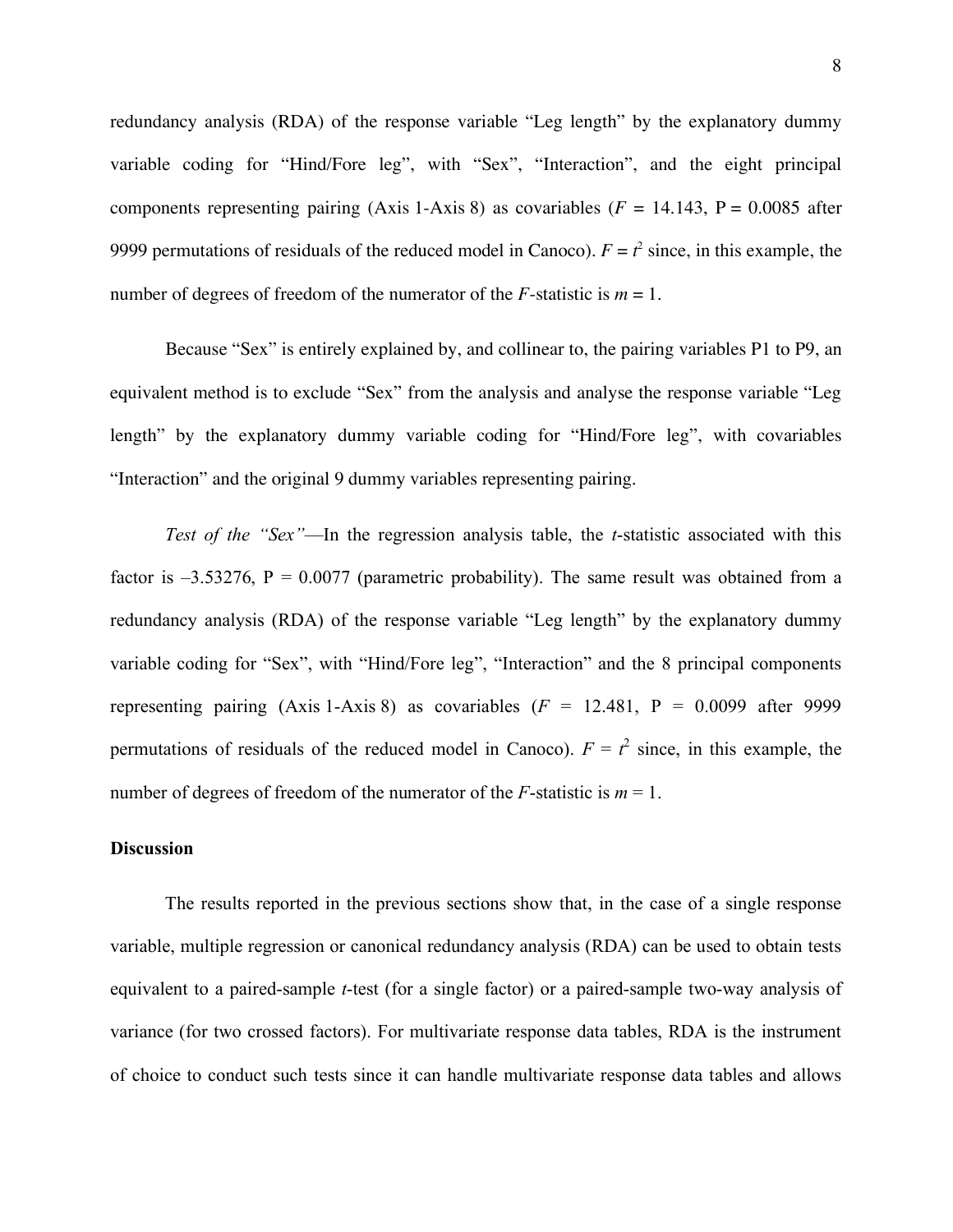redundancy analysis (RDA) of the response variable "Leg length" by the explanatory dummy variable coding for "Hind/Fore leg", with "Sex", "Interaction", and the eight principal components representing pairing (Axis 1-Axis 8) as covariables ($F$ = 14.143, P = 0.0085 after 9999 permutations of residuals of the reduced model in Canoco). $F = t^2$ since, in this example, the number of degrees of freedom of the numerator of the $F$-statistic is $m = 1$.

Because "Sex" is entirely explained by, and collinear to, the pairing variables P1 to P9, an equivalent method is to exclude "Sex" from the analysis and analyse the response variable "Leg length" by the explanatory dummy variable coding for "Hind/Fore leg", with covariables "Interaction" and the original 9 dummy variables representing pairing.

*Test of the "Sex"*—In the regression analysis table, the $t$-statistic associated with this factor is –3.53276, P = 0.0077 (parametric probability). The same result was obtained from a redundancy analysis (RDA) of the response variable "Leg length" by the explanatory dummy variable coding for "Sex", with "Hind/Fore leg", "Interaction" and the 8 principal components representing pairing (Axis 1-Axis 8) as covariables ($F$ = 12.481, P = 0.0099 after 9999 permutations of residuals of the reduced model in Canoco). $F = t^2$ since, in this example, the number of degrees of freedom of the numerator of the $F$-statistic is $m = 1$.

**Discussion**

The results reported in the previous sections show that, in the case of a single response variable, multiple regression or canonical redundancy analysis (RDA) can be used to obtain tests equivalent to a paired-sample $t$-test (for a single factor) or a paired-sample two-way analysis of variance (for two crossed factors). For multivariate response data tables, RDA is the instrument of choice to conduct such tests since it can handle multivariate response data tables and allows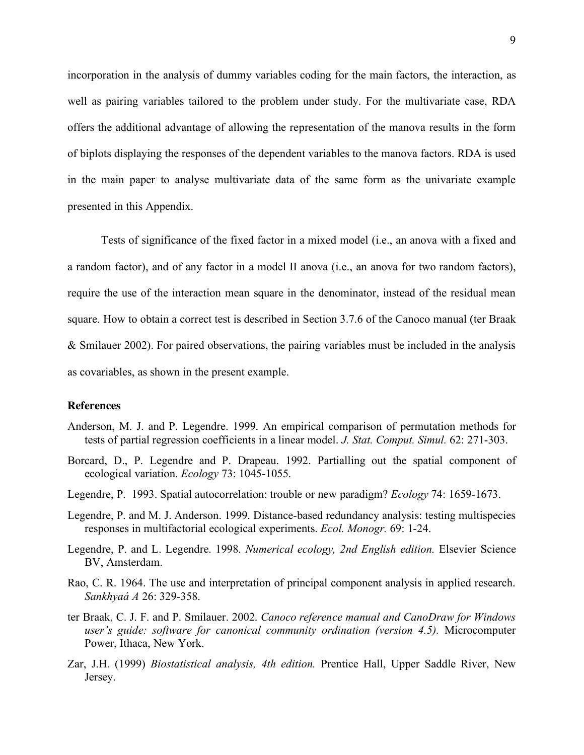incorporation in the analysis of dummy variables coding for the main factors, the interaction, as well as pairing variables tailored to the problem under study. For the multivariate case, RDA offers the additional advantage of allowing the representation of the manova results in the form of biplots displaying the responses of the dependent variables to the manova factors. RDA is used in the main paper to analyse multivariate data of the same form as the univariate example presented in this Appendix.

Tests of significance of the fixed factor in a mixed model (i.e., an anova with a fixed and a random factor), and of any factor in a model II anova (i.e., an anova for two random factors), require the use of the interaction mean square in the denominator, instead of the residual mean square. How to obtain a correct test is described in Section 3.7.6 of the Canoco manual (ter Braak & Smilauer 2002). For paired observations, the pairing variables must be included in the analysis as covariables, as shown in the present example.

**References**

Anderson, M. J. and P. Legendre. 1999. An empirical comparison of permutation methods for tests of partial regression coefficients in a linear model. *J. Stat. Comput. Simul.* 62: 271-303.

Borcard, D., P. Legendre and P. Drapeau. 1992. Partialling out the spatial component of ecological variation. *Ecology* 73: 1045-1055.

Legendre, P. 1993. Spatial autocorrelation: trouble or new paradigm? *Ecology* 74: 1659-1673.

Legendre, P. and M. J. Anderson. 1999. Distance-based redundancy analysis: testing multispecies responses in multifactorial ecological experiments. *Ecol. Monogr.* 69: 1-24.

Legendre, P. and L. Legendre. 1998. *Numerical ecology, 2nd English edition.* Elsevier Science BV, Amsterdam.

Rao, C. R. 1964. The use and interpretation of principal component analysis in applied research. *Sankhyaá A* 26: 329-358.

ter Braak, C. J. F. and P. Smilauer. 2002. *Canoco reference manual and CanoDraw for Windows user's guide: software for canonical community ordination (version 4.5).* Microcomputer Power, Ithaca, New York.

Zar, J.H. (1999) *Biostatistical analysis, 4th edition.* Prentice Hall, Upper Saddle River, New Jersey.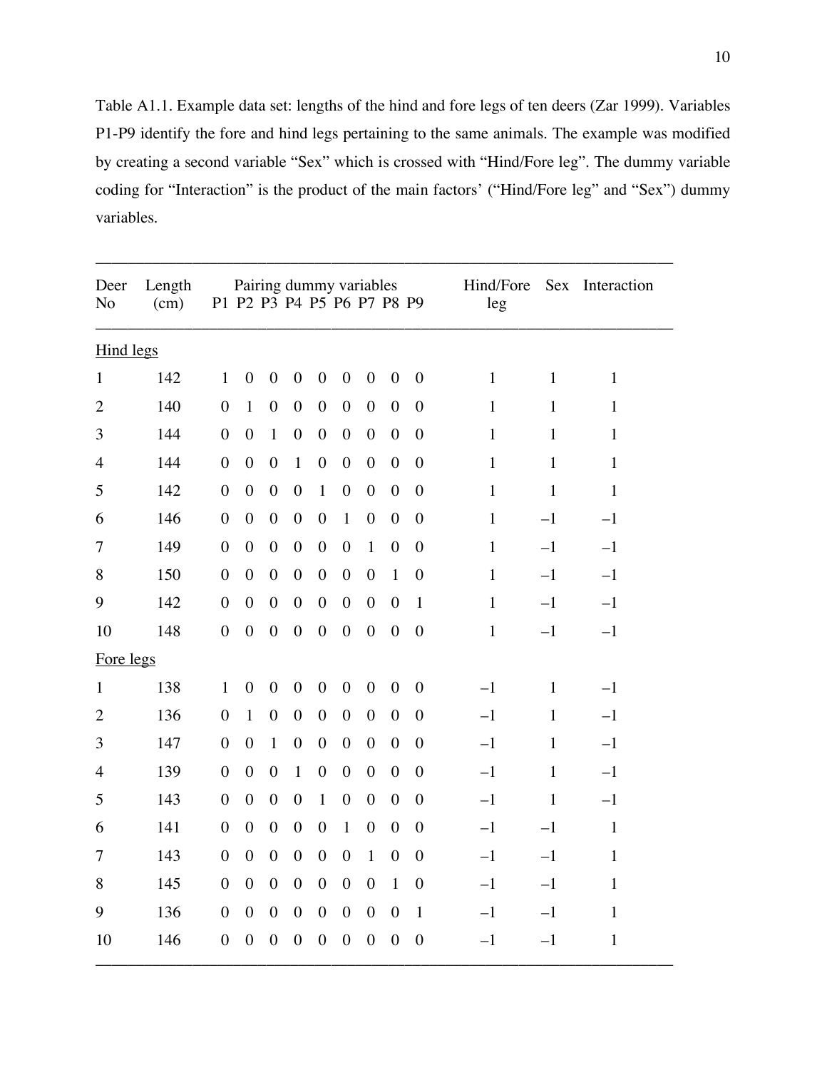Table A1.1. Example data set: lengths of the hind and fore legs of ten deers (Zar 1999). Variables P1-P9 identify the fore and hind legs pertaining to the same animals. The example was modified by creating a second variable "Sex" which is crossed with "Hind/Fore leg". The dummy variable coding for "Interaction" is the product of the main factors' ("Hind/Fore leg" and "Sex") dummy variables.

| Deer No | Length (cm) | P1 | P2 | P3 | P4 | P5 | P6 | P7 | P8 | P9 | Hind/Fore leg | Sex | Interaction |
|---|---|---|---|---|---|---|---|---|---|---|---|---|---|
| | | Pairing dummy variables | | | | | | | | | | | |
| Hind legs | | | | | | | | | | | | | |
| 1 | 142 | 1 | 0 | 0 | 0 | 0 | 0 | 0 | 0 | 0 | 1 | 1 | 1 |
| 2 | 140 | 0 | 1 | 0 | 0 | 0 | 0 | 0 | 0 | 0 | 1 | 1 | 1 |
| 3 | 144 | 0 | 0 | 1 | 0 | 0 | 0 | 0 | 0 | 0 | 1 | 1 | 1 |
| 4 | 144 | 0 | 0 | 0 | 1 | 0 | 0 | 0 | 0 | 0 | 1 | 1 | 1 |
| 5 | 142 | 0 | 0 | 0 | 0 | 1 | 0 | 0 | 0 | 0 | 1 | 1 | 1 |
| 6 | 146 | 0 | 0 | 0 | 0 | 0 | 1 | 0 | 0 | 0 | 1 | –1 | –1 |
| 7 | 149 | 0 | 0 | 0 | 0 | 0 | 0 | 1 | 0 | 0 | 1 | –1 | –1 |
| 8 | 150 | 0 | 0 | 0 | 0 | 0 | 0 | 0 | 1 | 0 | 1 | –1 | –1 |
| 9 | 142 | 0 | 0 | 0 | 0 | 0 | 0 | 0 | 0 | 1 | 1 | –1 | –1 |
| 10 | 148 | 0 | 0 | 0 | 0 | 0 | 0 | 0 | 0 | 0 | 1 | –1 | –1 |
| Fore legs | | | | | | | | | | | | | |
| 1 | 138 | 1 | 0 | 0 | 0 | 0 | 0 | 0 | 0 | 0 | –1 | 1 | –1 |
| 2 | 136 | 0 | 1 | 0 | 0 | 0 | 0 | 0 | 0 | 0 | –1 | 1 | –1 |
| 3 | 147 | 0 | 0 | 1 | 0 | 0 | 0 | 0 | 0 | 0 | –1 | 1 | –1 |
| 4 | 139 | 0 | 0 | 0 | 1 | 0 | 0 | 0 | 0 | 0 | –1 | 1 | –1 |
| 5 | 143 | 0 | 0 | 0 | 0 | 1 | 0 | 0 | 0 | 0 | –1 | 1 | –1 |
| 6 | 141 | 0 | 0 | 0 | 0 | 0 | 1 | 0 | 0 | 0 | –1 | –1 | 1 |
| 7 | 143 | 0 | 0 | 0 | 0 | 0 | 0 | 1 | 0 | 0 | –1 | –1 | 1 |
| 8 | 145 | 0 | 0 | 0 | 0 | 0 | 0 | 0 | 1 | 0 | –1 | –1 | 1 |
| 9 | 136 | 0 | 0 | 0 | 0 | 0 | 0 | 0 | 0 | 1 | –1 | –1 | 1 |
| 10 | 146 | 0 | 0 | 0 | 0 | 0 | 0 | 0 | 0 | 0 | –1 | –1 | 1 |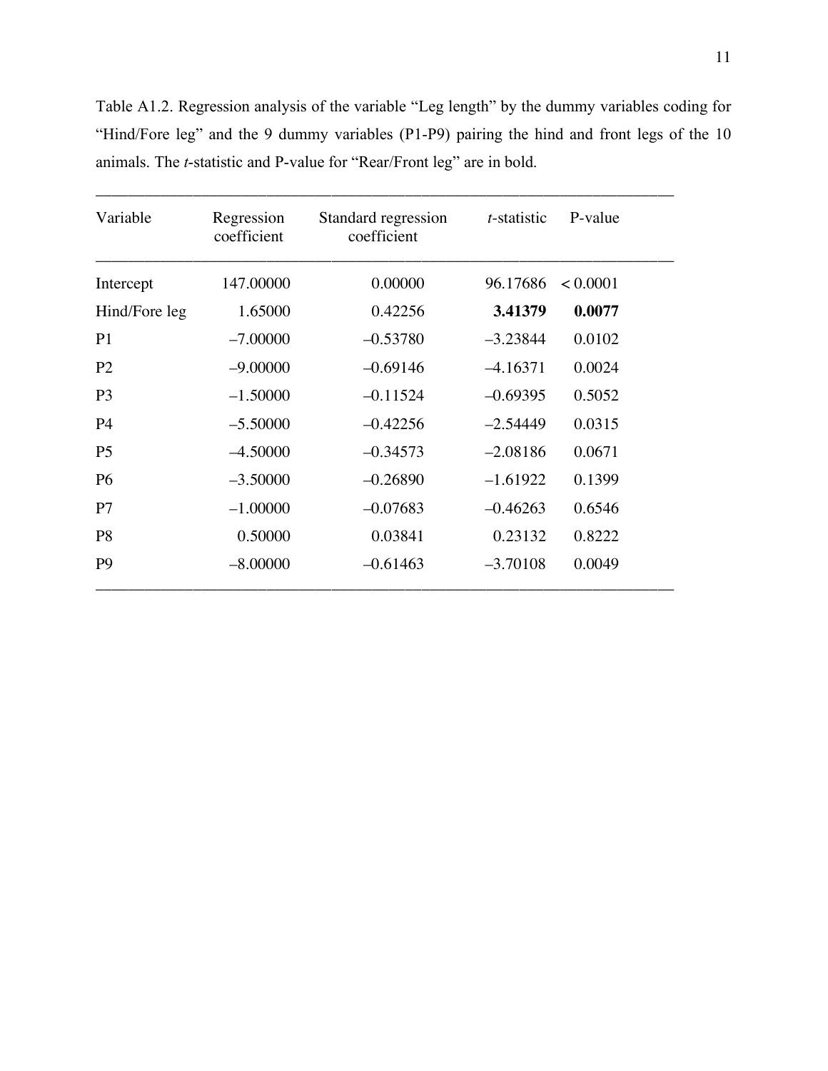Table A1.2. Regression analysis of the variable “Leg length” by the dummy variables coding for “Hind/Fore leg” and the 9 dummy variables (P1-P9) pairing the hind and front legs of the 10 animals. The *t*-statistic and P-value for “Rear/Front leg” are in bold.

| Variable | Regression coefficient | Standard regression coefficient | *t*-statistic | P-value |
|---|---|---|---|---|
| Intercept | 147.00000 | 0.00000 | 96.17686 | < 0.0001 |
| Hind/Fore leg | 1.65000 | 0.42256 | **3.41379** | **0.0077** |
| P1 | –7.00000 | –0.53780 | –3.23844 | 0.0102 |
| P2 | –9.00000 | –0.69146 | –4.16371 | 0.0024 |
| P3 | –1.50000 | –0.11524 | –0.69395 | 0.5052 |
| P4 | –5.50000 | –0.42256 | –2.54449 | 0.0315 |
| P5 | –4.50000 | –0.34573 | –2.08186 | 0.0671 |
| P6 | –3.50000 | –0.26890 | –1.61922 | 0.1399 |
| P7 | –1.00000 | –0.07683 | –0.46263 | 0.6546 |
| P8 | 0.50000 | 0.03841 | 0.23132 | 0.8222 |
| P9 | –8.00000 | –0.61463 | –3.70108 | 0.0049 |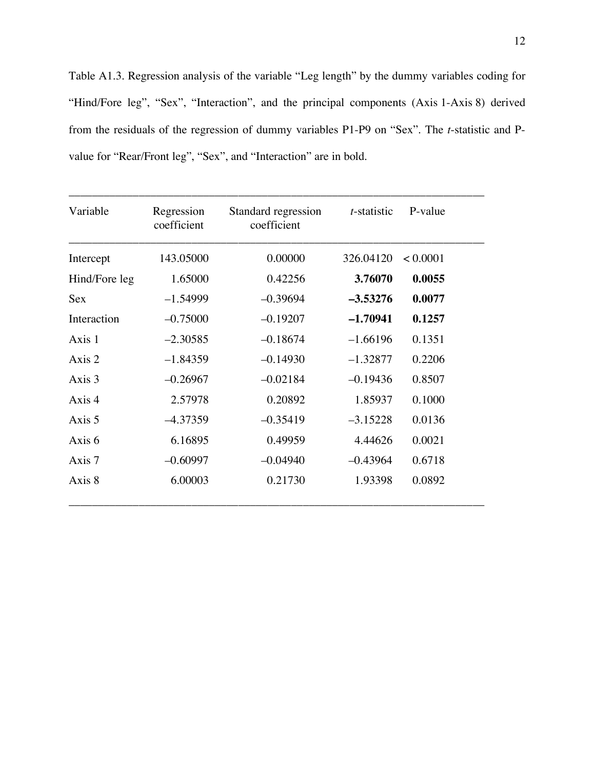Table A1.3. Regression analysis of the variable "Leg length" by the dummy variables coding for "Hind/Fore leg", "Sex", "Interaction", and the principal components (Axis 1-Axis 8) derived from the residuals of the regression of dummy variables P1-P9 on "Sex". The *t*-statistic and P-value for "Rear/Front leg", "Sex", and "Interaction" are in bold.

| Variable | Regression coefficient | Standard regression coefficient | *t*-statistic | P-value |
|---|---|---|---|---|
| Intercept | 143.05000 | 0.00000 | 326.04120 | < 0.0001 |
| Hind/Fore leg | 1.65000 | 0.42256 | **3.76070** | **0.0055** |
| Sex | –1.54999 | –0.39694 | **–3.53276** | **0.0077** |
| Interaction | –0.75000 | –0.19207 | **–1.70941** | **0.1257** |
| Axis 1 | –2.30585 | –0.18674 | –1.66196 | 0.1351 |
| Axis 2 | –1.84359 | –0.14930 | –1.32877 | 0.2206 |
| Axis 3 | –0.26967 | –0.02184 | –0.19436 | 0.8507 |
| Axis 4 | 2.57978 | 0.20892 | 1.85937 | 0.1000 |
| Axis 5 | –4.37359 | –0.35419 | –3.15228 | 0.0136 |
| Axis 6 | 6.16895 | 0.49959 | 4.44626 | 0.0021 |
| Axis 7 | –0.60997 | –0.04940 | –0.43964 | 0.6718 |
| Axis 8 | 6.00003 | 0.21730 | 1.93398 | 0.0892 |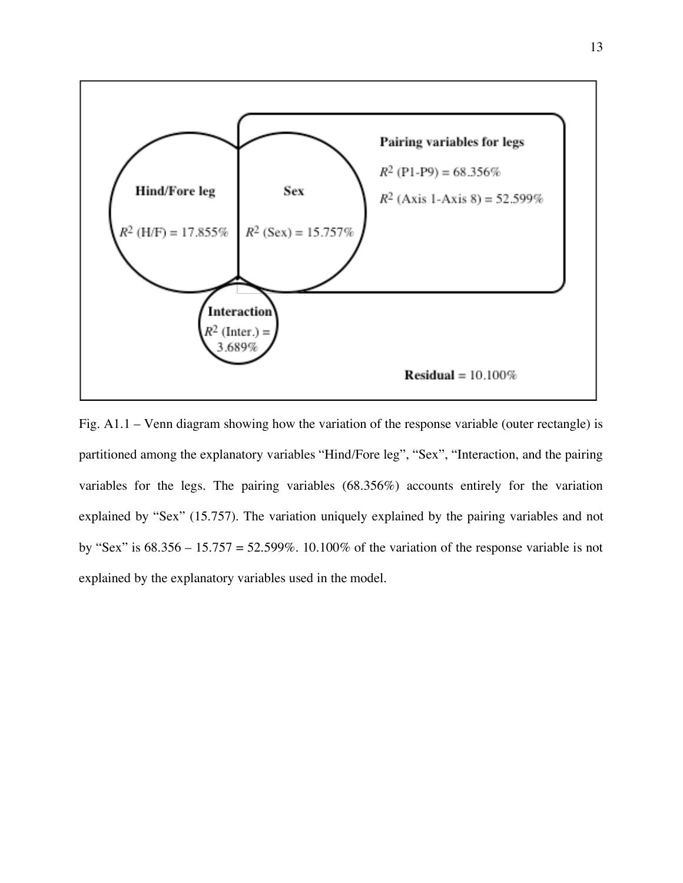Hind/Fore leg

$R^2$ (H/F) = 17.855%

Sex

$R^2$ (Sex) = 15.757%

Pairing variables for legs

$R^2$ (P1-P9) = 68.356%

$R^2$ (Axis 1-Axis 8) = 52.599%

Interaction

$R^2$ (Inter.) = 3.689%

**Residual** = 10.100%

Fig. A1.1 – Venn diagram showing how the variation of the response variable (outer rectangle) is partitioned among the explanatory variables "Hind/Fore leg", "Sex", "Interaction, and the pairing variables for the legs. The pairing variables (68.356%) accounts entirely for the variation explained by "Sex" (15.757). The variation uniquely explained by the pairing variables and not by "Sex" is 68.356 – 15.757 = 52.599%. 10.100% of the variation of the response variable is not explained by the explanatory variables used in the model.